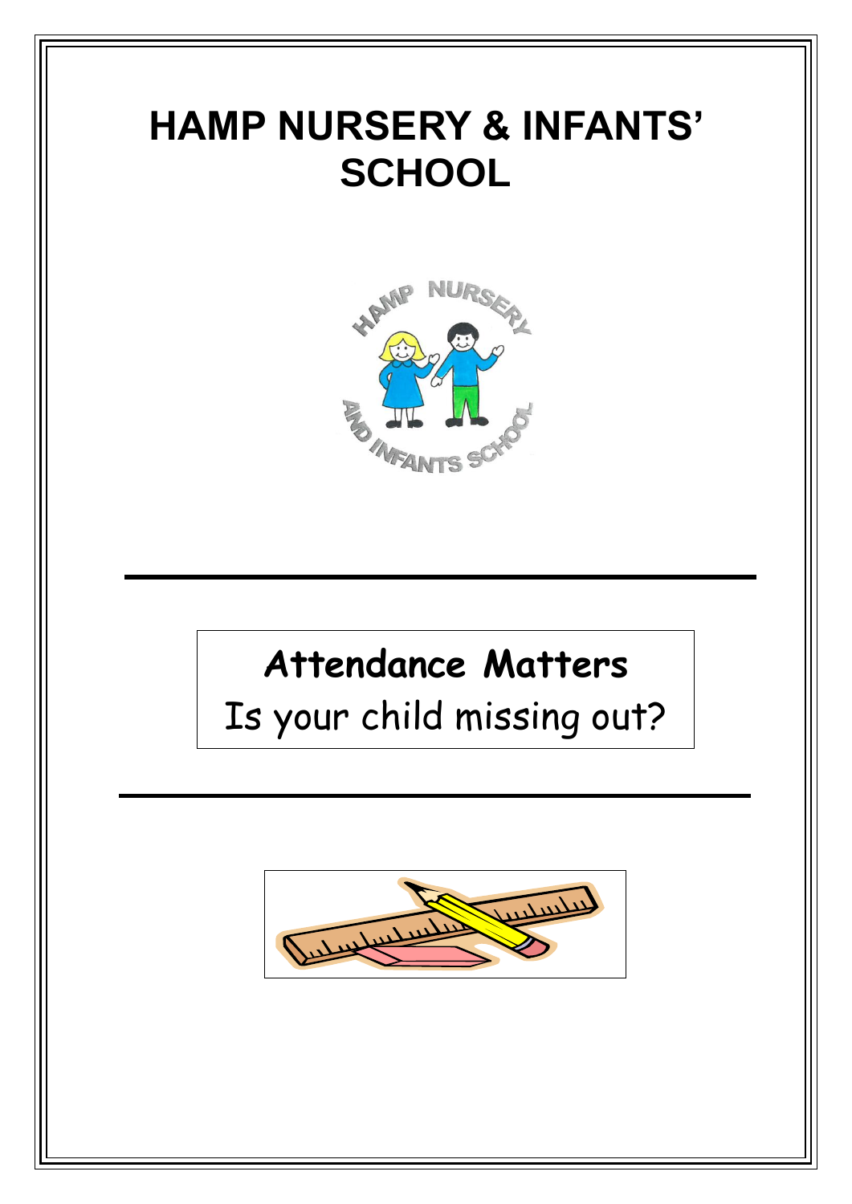# HAMP NURSERY & INFANTS' SCHOOL

---

**Attendance Matters**

Is your child missing out?

---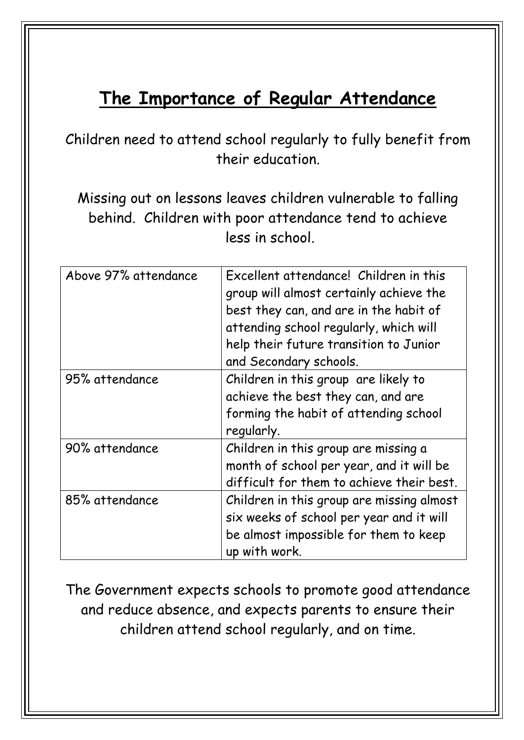# The Importance of Regular Attendance

Children need to attend school regularly to fully benefit from their education.

Missing out on lessons leaves children vulnerable to falling behind. Children with poor attendance tend to achieve less in school.

| | |
|---|---|
| Above 97% attendance | Excellent attendance! Children in this group will almost certainly achieve the best they can, and are in the habit of attending school regularly, which will help their future transition to Junior and Secondary schools. |
| 95% attendance | Children in this group are likely to achieve the best they can, and are forming the habit of attending school regularly. |
| 90% attendance | Children in this group are missing a month of school per year, and it will be difficult for them to achieve their best. |
| 85% attendance | Children in this group are missing almost six weeks of school per year and it will be almost impossible for them to keep up with work. |

The Government expects schools to promote good attendance and reduce absence, and expects parents to ensure their children attend school regularly, and on time.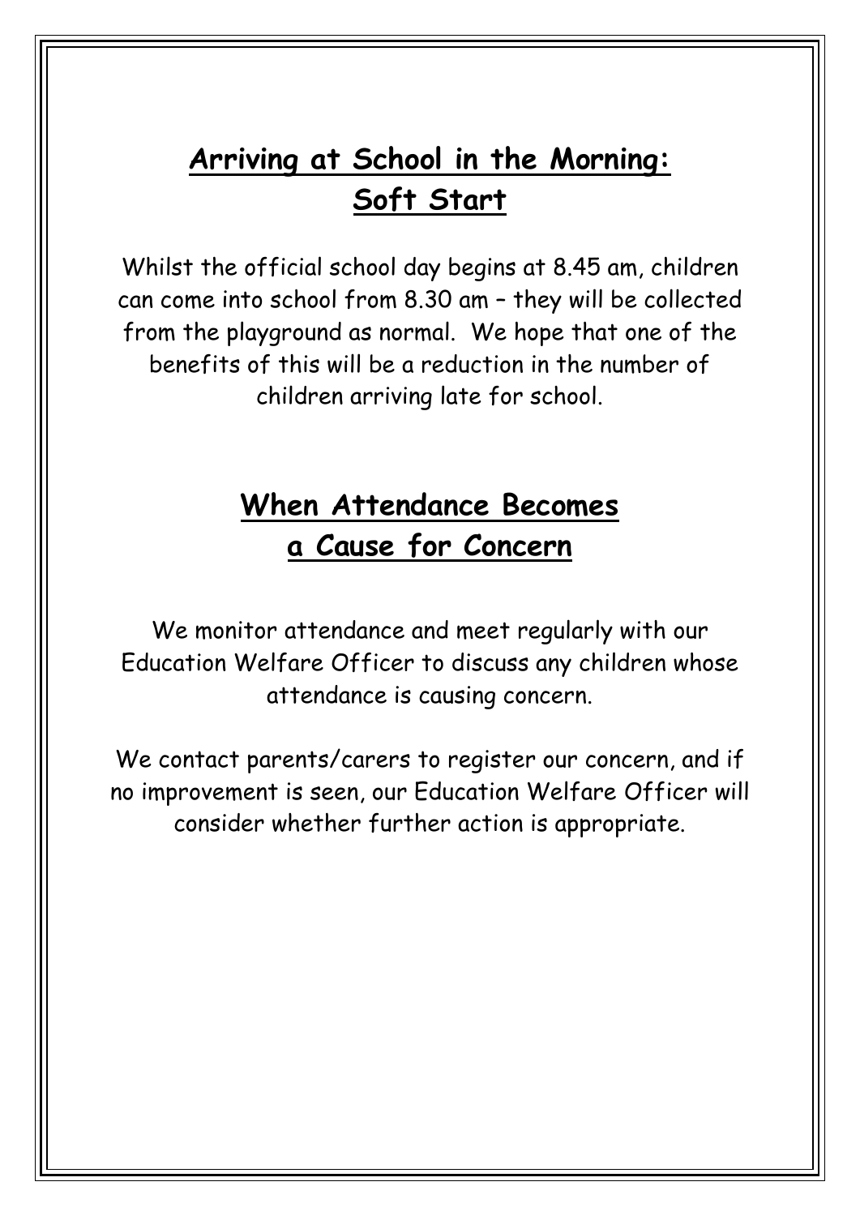## Arriving at School in the Morning: Soft Start

Whilst the official school day begins at 8.45 am, children can come into school from 8.30 am – they will be collected from the playground as normal. We hope that one of the benefits of this will be a reduction in the number of children arriving late for school.

## When Attendance Becomes a Cause for Concern

We monitor attendance and meet regularly with our Education Welfare Officer to discuss any children whose attendance is causing concern.

We contact parents/carers to register our concern, and if no improvement is seen, our Education Welfare Officer will consider whether further action is appropriate.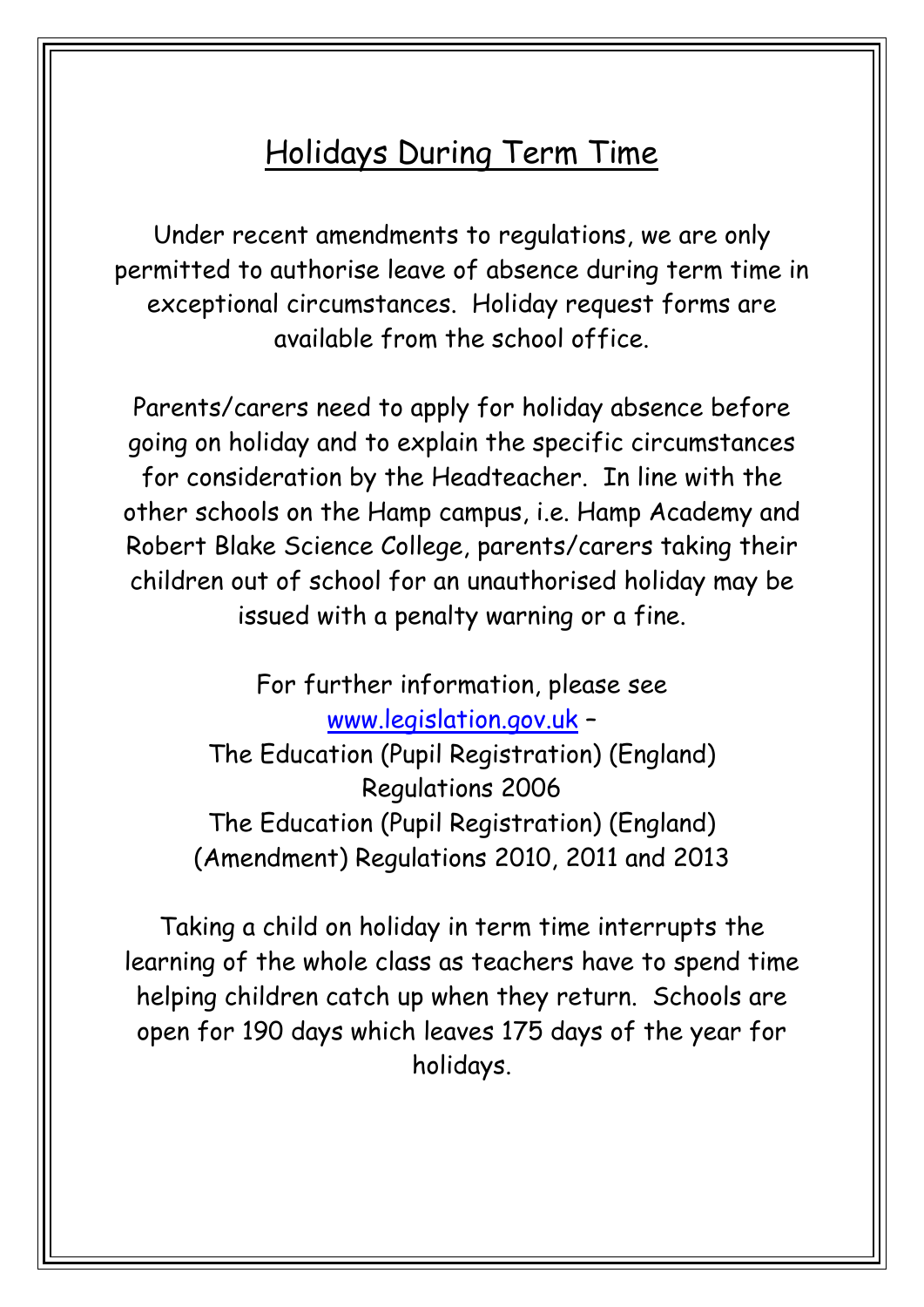# Holidays During Term Time

Under recent amendments to regulations, we are only permitted to authorise leave of absence during term time in exceptional circumstances. Holiday request forms are available from the school office.

Parents/carers need to apply for holiday absence before going on holiday and to explain the specific circumstances for consideration by the Headteacher. In line with the other schools on the Hamp campus, i.e. Hamp Academy and Robert Blake Science College, parents/carers taking their children out of school for an unauthorised holiday may be issued with a penalty warning or a fine.

For further information, please see [www.legislation.gov.uk](http://www.legislation.gov.uk) –
The Education (Pupil Registration) (England) Regulations 2006
The Education (Pupil Registration) (England) (Amendment) Regulations 2010, 2011 and 2013

Taking a child on holiday in term time interrupts the learning of the whole class as teachers have to spend time helping children catch up when they return. Schools are open for 190 days which leaves 175 days of the year for holidays.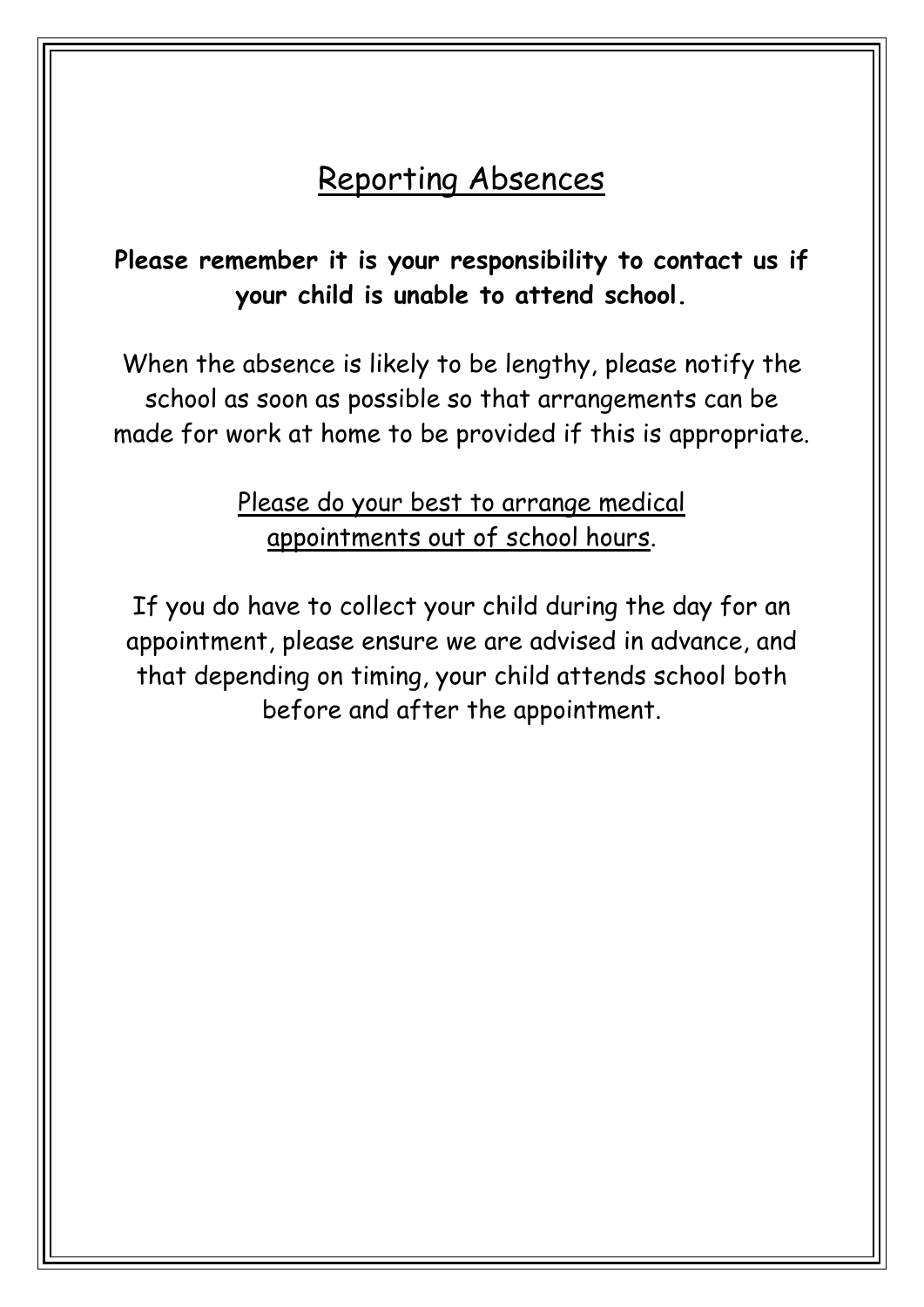# Reporting Absences

**Please remember it is your responsibility to contact us if your child is unable to attend school.**

When the absence is likely to be lengthy, please notify the school as soon as possible so that arrangements can be made for work at home to be provided if this is appropriate.

Please do your best to arrange medical appointments out of school hours.

If you do have to collect your child during the day for an appointment, please ensure we are advised in advance, and that depending on timing, your child attends school both before and after the appointment.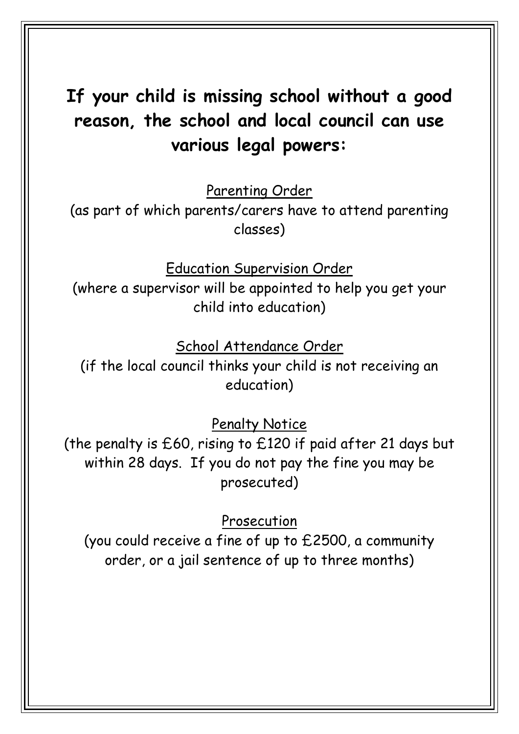## If your child is missing school without a good reason, the school and local council can use various legal powers:

<u>Parenting Order</u>

(as part of which parents/carers have to attend parenting classes)

<u>Education Supervision Order</u>

(where a supervisor will be appointed to help you get your child into education)

<u>School Attendance Order</u>

(if the local council thinks your child is not receiving an education)

<u>Penalty Notice</u>

(the penalty is £60, rising to £120 if paid after 21 days but within 28 days. If you do not pay the fine you may be prosecuted)

<u>Prosecution</u>

(you could receive a fine of up to £2500, a community order, or a jail sentence of up to three months)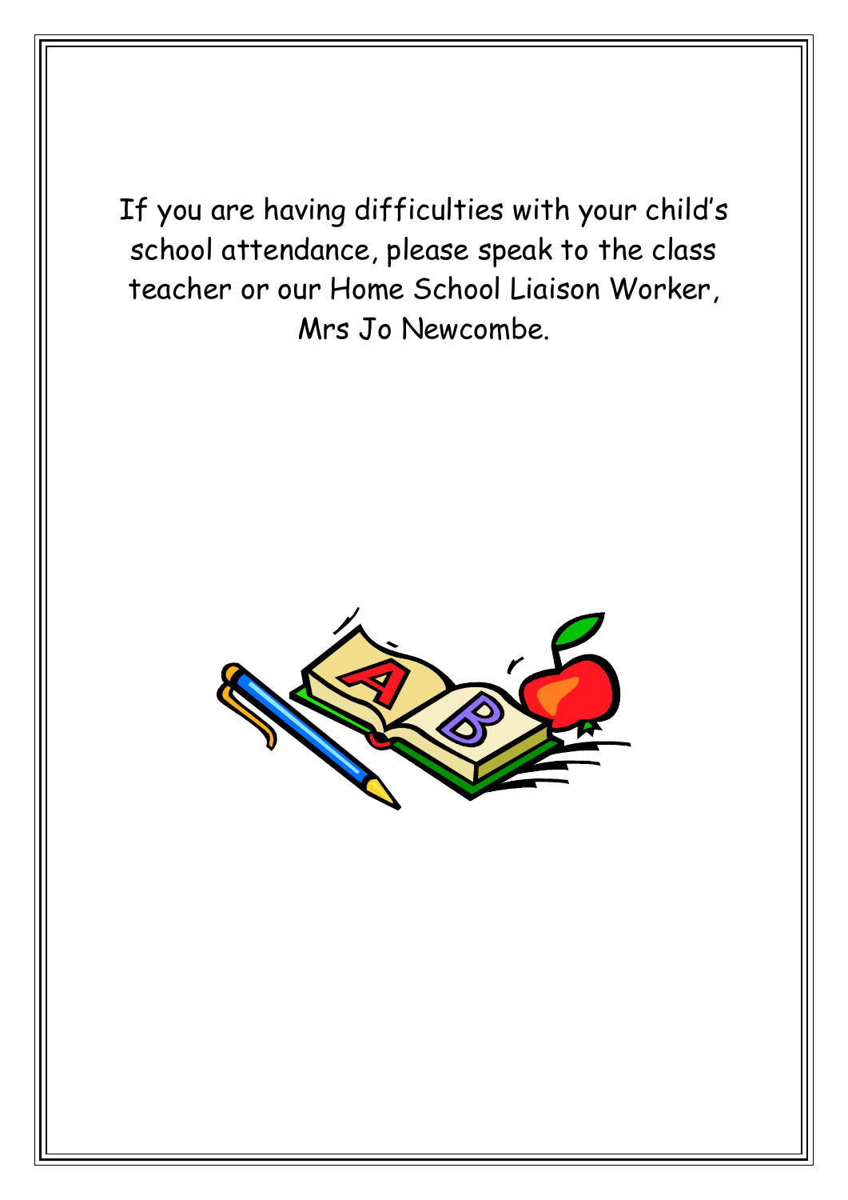If you are having difficulties with your child's school attendance, please speak to the class teacher or our Home School Liaison Worker, Mrs Jo Newcombe.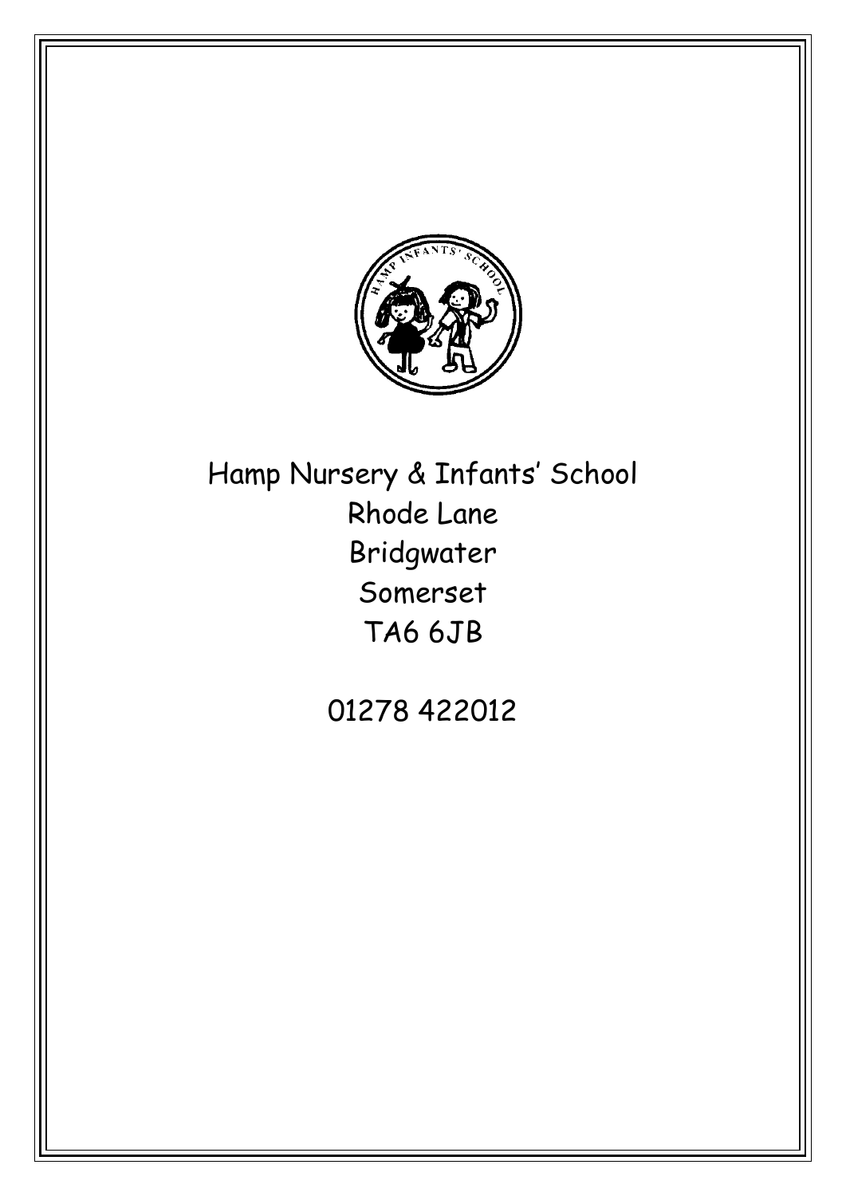Hamp Nursery & Infants' School
Rhode Lane
Bridgwater
Somerset
TA6 6JB

01278 422012